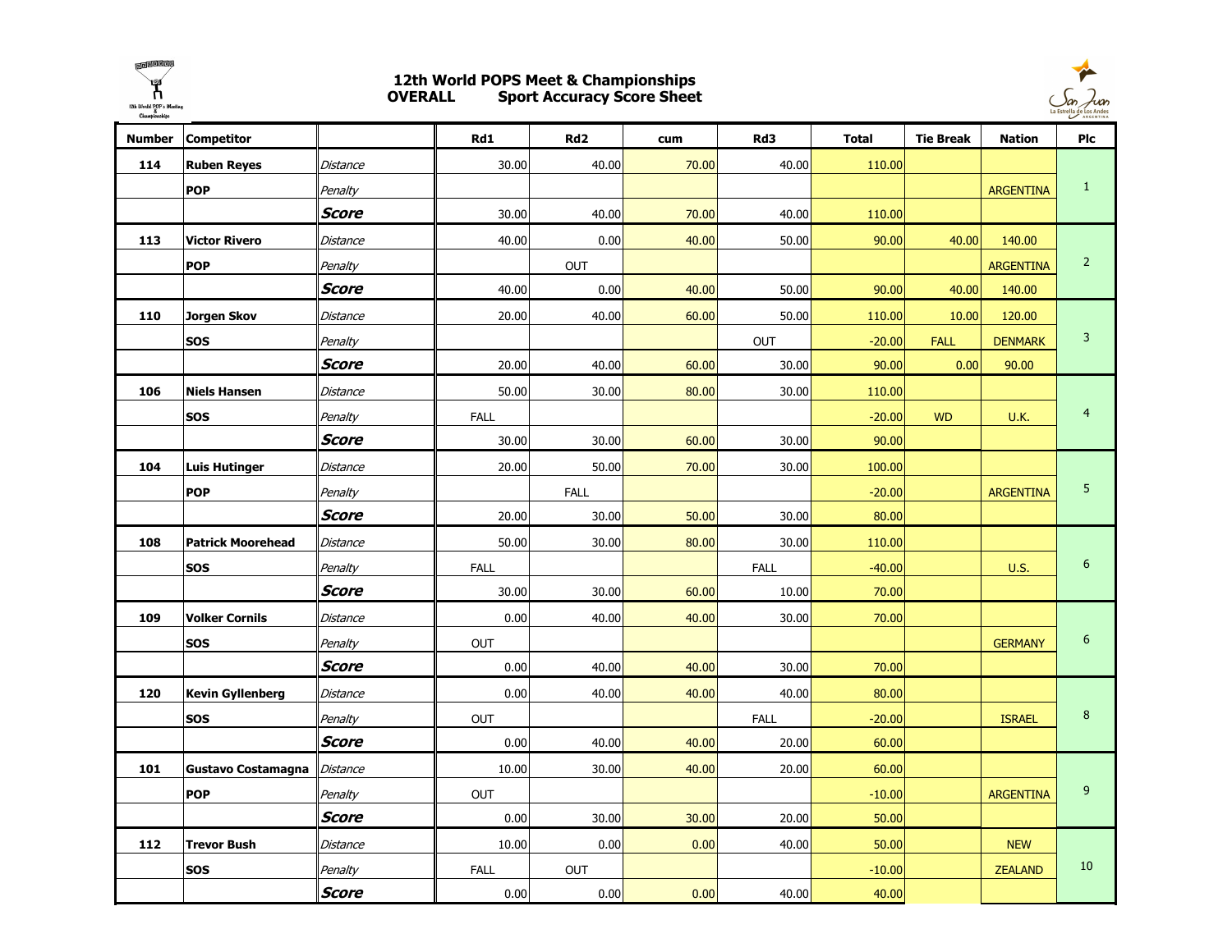# 12th World POPS Meet & Championships

## OVERALL Sport Accuracy Score Sheet

| Number | Competitor | | Rd1 | Rd2 | cum | Rd3 | Total | Tie Break | Nation | Plc |
|---|---|---|---|---|---|---|---|---|---|---|
| 114 | **Ruben Reyes** | *Distance* | 30.00 | 40.00 | 70.00 | 40.00 | 110.00 | | | |
| | **POP** | *Penalty* | | | | | | | ARGENTINA | 1 |
| | | ***Score*** | 30.00 | 40.00 | 70.00 | 40.00 | 110.00 | | | |
| 113 | **Victor Rivero** | *Distance* | 40.00 | 0.00 | 40.00 | 50.00 | 90.00 | 40.00 | 140.00 | |
| | **POP** | *Penalty* | | OUT | | | | | ARGENTINA | 2 |
| | | ***Score*** | 40.00 | 0.00 | 40.00 | 50.00 | 90.00 | 40.00 | 140.00 | |
| 110 | **Jorgen Skov** | *Distance* | 20.00 | 40.00 | 60.00 | 50.00 | 110.00 | 10.00 | 120.00 | |
| | **SOS** | *Penalty* | | | | OUT | -20.00 | FALL | DENMARK | 3 |
| | | ***Score*** | 20.00 | 40.00 | 60.00 | 30.00 | 90.00 | 0.00 | 90.00 | |
| 106 | **Niels Hansen** | *Distance* | 50.00 | 30.00 | 80.00 | 30.00 | 110.00 | | | |
| | **SOS** | *Penalty* | FALL | | | | -20.00 | WD | U.K. | 4 |
| | | ***Score*** | 30.00 | 30.00 | 60.00 | 30.00 | 90.00 | | | |
| 104 | **Luis Hutinger** | *Distance* | 20.00 | 50.00 | 70.00 | 30.00 | 100.00 | | | |
| | **POP** | *Penalty* | | FALL | | | -20.00 | | ARGENTINA | 5 |
| | | ***Score*** | 20.00 | 30.00 | 50.00 | 30.00 | 80.00 | | | |
| 108 | **Patrick Moorehead** | *Distance* | 50.00 | 30.00 | 80.00 | 30.00 | 110.00 | | | |
| | **SOS** | *Penalty* | FALL | | | FALL | -40.00 | | U.S. | 6 |
| | | ***Score*** | 30.00 | 30.00 | 60.00 | 10.00 | 70.00 | | | |
| 109 | **Volker Cornils** | *Distance* | 0.00 | 40.00 | 40.00 | 30.00 | 70.00 | | | |
| | **SOS** | *Penalty* | OUT | | | | | | GERMANY | 6 |
| | | ***Score*** | 0.00 | 40.00 | 40.00 | 30.00 | 70.00 | | | |
| 120 | **Kevin Gyllenberg** | *Distance* | 0.00 | 40.00 | 40.00 | 40.00 | 80.00 | | | |
| | **SOS** | *Penalty* | OUT | | | FALL | -20.00 | | ISRAEL | 8 |
| | | ***Score*** | 0.00 | 40.00 | 40.00 | 20.00 | 60.00 | | | |
| 101 | **Gustavo Costamagna** | *Distance* | 10.00 | 30.00 | 40.00 | 20.00 | 60.00 | | | |
| | **POP** | *Penalty* | OUT | | | | -10.00 | | ARGENTINA | 9 |
| | | ***Score*** | 0.00 | 30.00 | 30.00 | 20.00 | 50.00 | | | |
| 112 | **Trevor Bush** | *Distance* | 10.00 | 0.00 | 0.00 | 40.00 | 50.00 | | NEW | |
| | **SOS** | *Penalty* | FALL | OUT | | | -10.00 | | ZEALAND | 10 |
| | | ***Score*** | 0.00 | 0.00 | 0.00 | 40.00 | 40.00 | | | |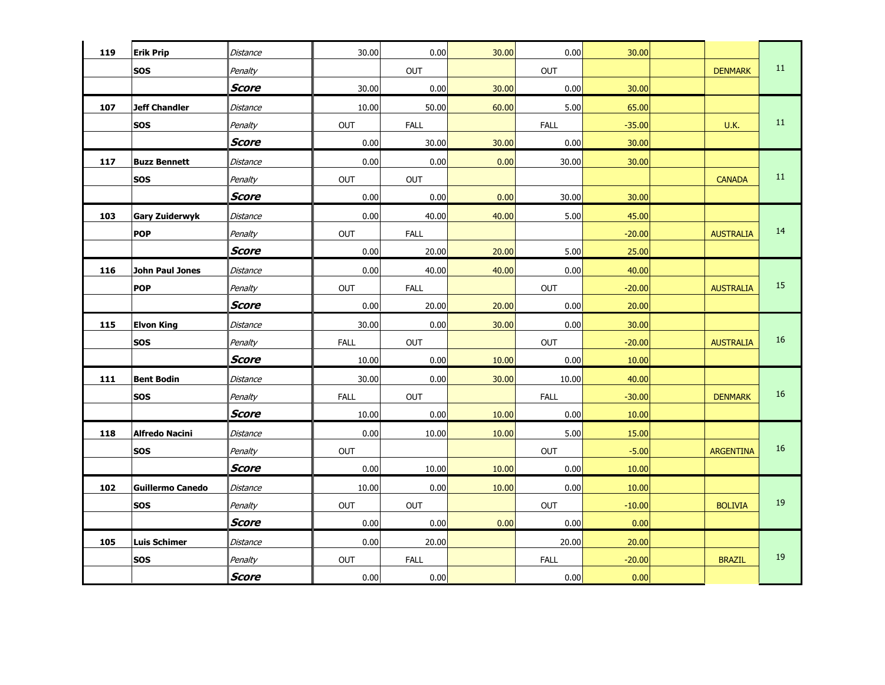| | | | | | | | | | | |
|---|---|---|---|---|---|---|---|---|---|---|
| 119 | **Erik Prip** | *Distance* | 30.00 | 0.00 | 30.00 | 0.00 | 30.00 | | | |
| | **SOS** | *Penalty* | | OUT | | OUT | | | DENMARK | 11 |
| | | ***Score*** | 30.00 | 0.00 | 30.00 | 0.00 | 30.00 | | | |
| 107 | **Jeff Chandler** | *Distance* | 10.00 | 50.00 | 60.00 | 5.00 | 65.00 | | | |
| | **SOS** | *Penalty* | OUT | FALL | | FALL | -35.00 | | U.K. | 11 |
| | | ***Score*** | 0.00 | 30.00 | 30.00 | 0.00 | 30.00 | | | |
| 117 | **Buzz Bennett** | *Distance* | 0.00 | 0.00 | 0.00 | 30.00 | 30.00 | | | |
| | **SOS** | *Penalty* | OUT | OUT | | | | | CANADA | 11 |
| | | ***Score*** | 0.00 | 0.00 | 0.00 | 30.00 | 30.00 | | | |
| 103 | **Gary Zuiderwyk** | *Distance* | 0.00 | 40.00 | 40.00 | 5.00 | 45.00 | | | |
| | **POP** | *Penalty* | OUT | FALL | | | -20.00 | | AUSTRALIA | 14 |
| | | ***Score*** | 0.00 | 20.00 | 20.00 | 5.00 | 25.00 | | | |
| 116 | **John Paul Jones** | *Distance* | 0.00 | 40.00 | 40.00 | 0.00 | 40.00 | | | |
| | **POP** | *Penalty* | OUT | FALL | | OUT | -20.00 | | AUSTRALIA | 15 |
| | | ***Score*** | 0.00 | 20.00 | 20.00 | 0.00 | 20.00 | | | |
| 115 | **Elvon King** | *Distance* | 30.00 | 0.00 | 30.00 | 0.00 | 30.00 | | | |
| | **SOS** | *Penalty* | FALL | OUT | | OUT | -20.00 | | AUSTRALIA | 16 |
| | | ***Score*** | 10.00 | 0.00 | 10.00 | 0.00 | 10.00 | | | |
| 111 | **Bent Bodin** | *Distance* | 30.00 | 0.00 | 30.00 | 10.00 | 40.00 | | | |
| | **SOS** | *Penalty* | FALL | OUT | | FALL | -30.00 | | DENMARK | 16 |
| | | ***Score*** | 10.00 | 0.00 | 10.00 | 0.00 | 10.00 | | | |
| 118 | **Alfredo Nacini** | *Distance* | 0.00 | 10.00 | 10.00 | 5.00 | 15.00 | | | |
| | **SOS** | *Penalty* | OUT | | | OUT | -5.00 | | ARGENTINA | 16 |
| | | ***Score*** | 0.00 | 10.00 | 10.00 | 0.00 | 10.00 | | | |
| 102 | **Guillermo Canedo** | *Distance* | 10.00 | 0.00 | 10.00 | 0.00 | 10.00 | | | |
| | **SOS** | *Penalty* | OUT | OUT | | OUT | -10.00 | | BOLIVIA | 19 |
| | | ***Score*** | 0.00 | 0.00 | 0.00 | 0.00 | 0.00 | | | |
| 105 | **Luis Schimer** | *Distance* | 0.00 | 20.00 | | 20.00 | 20.00 | | | |
| | **SOS** | *Penalty* | OUT | FALL | | FALL | -20.00 | | BRAZIL | 19 |
| | | ***Score*** | 0.00 | 0.00 | | 0.00 | 0.00 | | | |